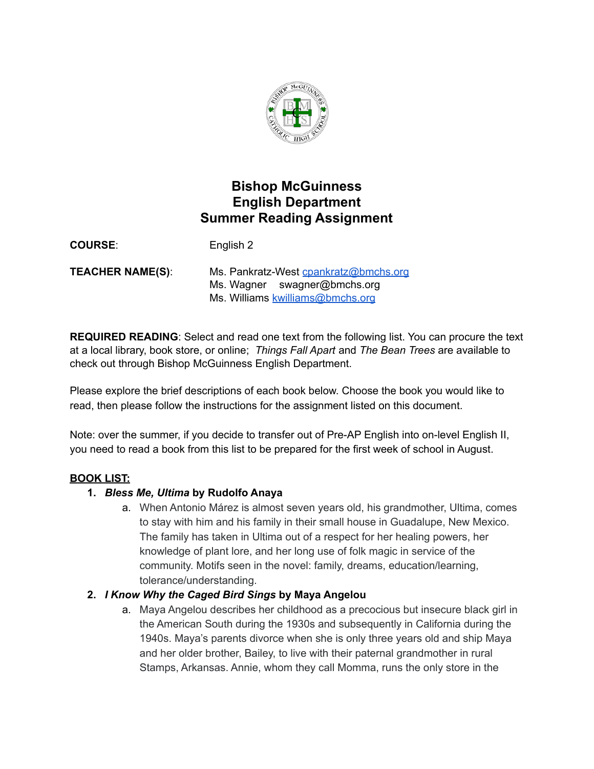# Bishop McGuinness
# English Department
# Summer Reading Assignment

**COURSE**: English 2

**TEACHER NAME(S)**: Ms. Pankratz-West cpankratz@bmchs.org
Ms. Wagner swagner@bmchs.org
Ms. Williams kwilliams@bmchs.org

**REQUIRED READING**: Select and read one text from the following list. You can procure the text at a local library, book store, or online; *Things Fall Apart* and *The Bean Trees* are available to check out through Bishop McGuinness English Department.

Please explore the brief descriptions of each book below. Choose the book you would like to read, then please follow the instructions for the assignment listed on this document.

Note: over the summer, if you decide to transfer out of Pre-AP English into on-level English II, you need to read a book from this list to be prepared for the first week of school in August.

**BOOK LIST:**

1. ***Bless Me, Ultima* by Rudolfo Anaya**
   a. When Antonio Márez is almost seven years old, his grandmother, Ultima, comes to stay with him and his family in their small house in Guadalupe, New Mexico. The family has taken in Ultima out of a respect for her healing powers, her knowledge of plant lore, and her long use of folk magic in service of the community. Motifs seen in the novel: family, dreams, education/learning, tolerance/understanding.
2. ***I Know Why the Caged Bird Sings* by Maya Angelou**
   a. Maya Angelou describes her childhood as a precocious but insecure black girl in the American South during the 1930s and subsequently in California during the 1940s. Maya's parents divorce when she is only three years old and ship Maya and her older brother, Bailey, to live with their paternal grandmother in rural Stamps, Arkansas. Annie, whom they call Momma, runs the only store in the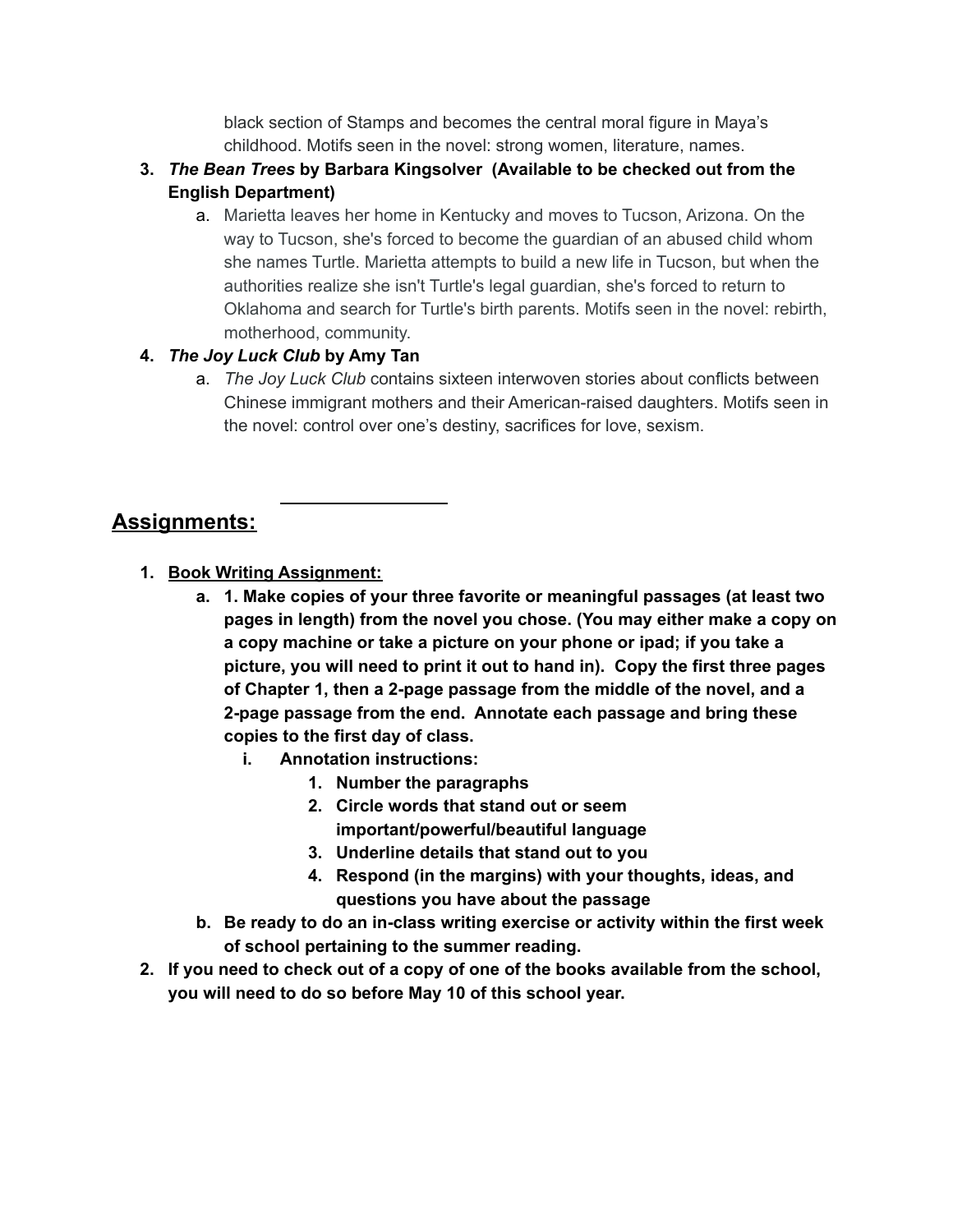black section of Stamps and becomes the central moral figure in Maya's childhood. Motifs seen in the novel: strong women, literature, names.

3. ***The Bean Trees*** **by Barbara Kingsolver (Available to be checked out from the English Department)**
   a. Marietta leaves her home in Kentucky and moves to Tucson, Arizona. On the way to Tucson, she's forced to become the guardian of an abused child whom she names Turtle. Marietta attempts to build a new life in Tucson, but when the authorities realize she isn't Turtle's legal guardian, she's forced to return to Oklahoma and search for Turtle's birth parents. Motifs seen in the novel: rebirth, motherhood, community.
4. ***The Joy Luck Club*** **by Amy Tan**
   a. *The Joy Luck Club* contains sixteen interwoven stories about conflicts between Chinese immigrant mothers and their American-raised daughters. Motifs seen in the novel: control over one's destiny, sacrifices for love, sexism.

---

## Assignments:

1. **Book Writing Assignment:**
   a. **1. Make copies of your three favorite or meaningful passages (at least two pages in length) from the novel you chose. (You may either make a copy on a copy machine or take a picture on your phone or ipad; if you take a picture, you will need to print it out to hand in). Copy the first three pages of Chapter 1, then a 2-page passage from the middle of the novel, and a 2-page passage from the end. Annotate each passage and bring these copies to the first day of class.**
      i. **Annotation instructions:**
         1. **Number the paragraphs**
         2. **Circle words that stand out or seem important/powerful/beautiful language**
         3. **Underline details that stand out to you**
         4. **Respond (in the margins) with your thoughts, ideas, and questions you have about the passage**

   b. **Be ready to do an in-class writing exercise or activity within the first week of school pertaining to the summer reading.**
2. **If you need to check out of a copy of one of the books available from the school, you will need to do so before May 10 of this school year.**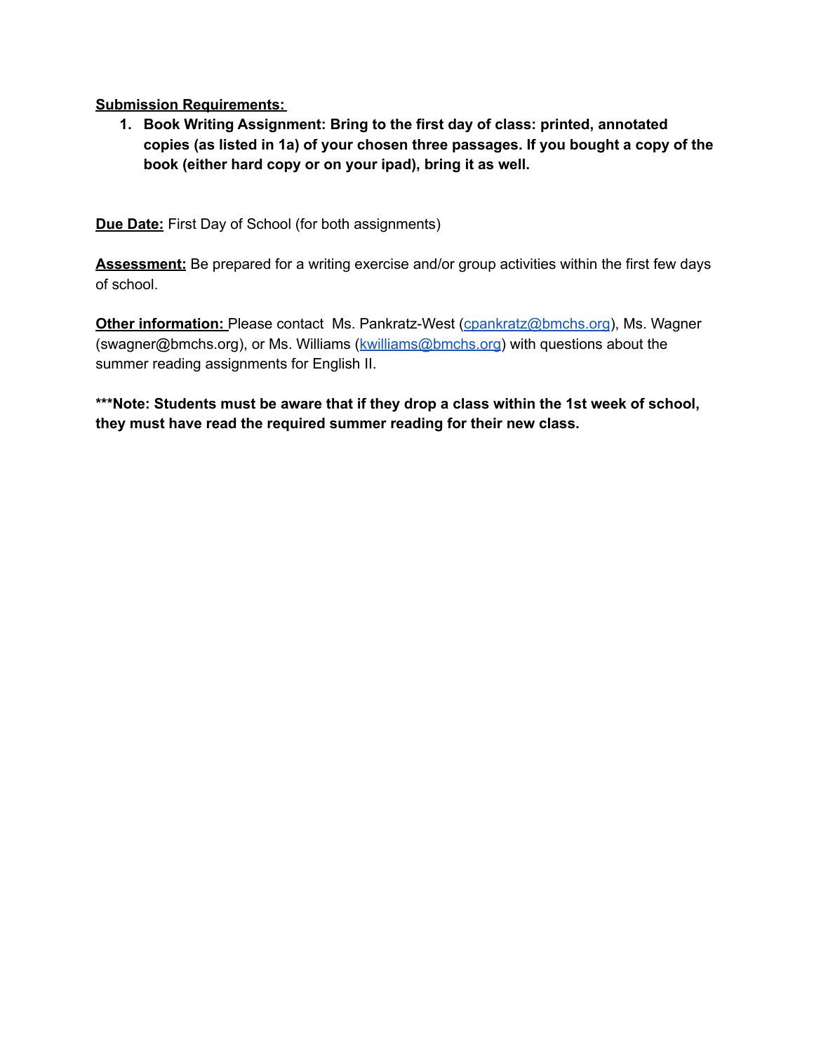**Submission Requirements:**

1. **Book Writing Assignment: Bring to the first day of class: printed, annotated copies (as listed in 1a) of your chosen three passages. If you bought a copy of the book (either hard copy or on your ipad), bring it as well.**

**Due Date:** First Day of School (for both assignments)

**Assessment:** Be prepared for a writing exercise and/or group activities within the first few days of school.

**Other information:** Please contact Ms. Pankratz-West (cpankratz@bmchs.org), Ms. Wagner (swagner@bmchs.org), or Ms. Williams (kwilliams@bmchs.org) with questions about the summer reading assignments for English II.

**\*\*\*Note: Students must be aware that if they drop a class within the 1st week of school, they must have read the required summer reading for their new class.**